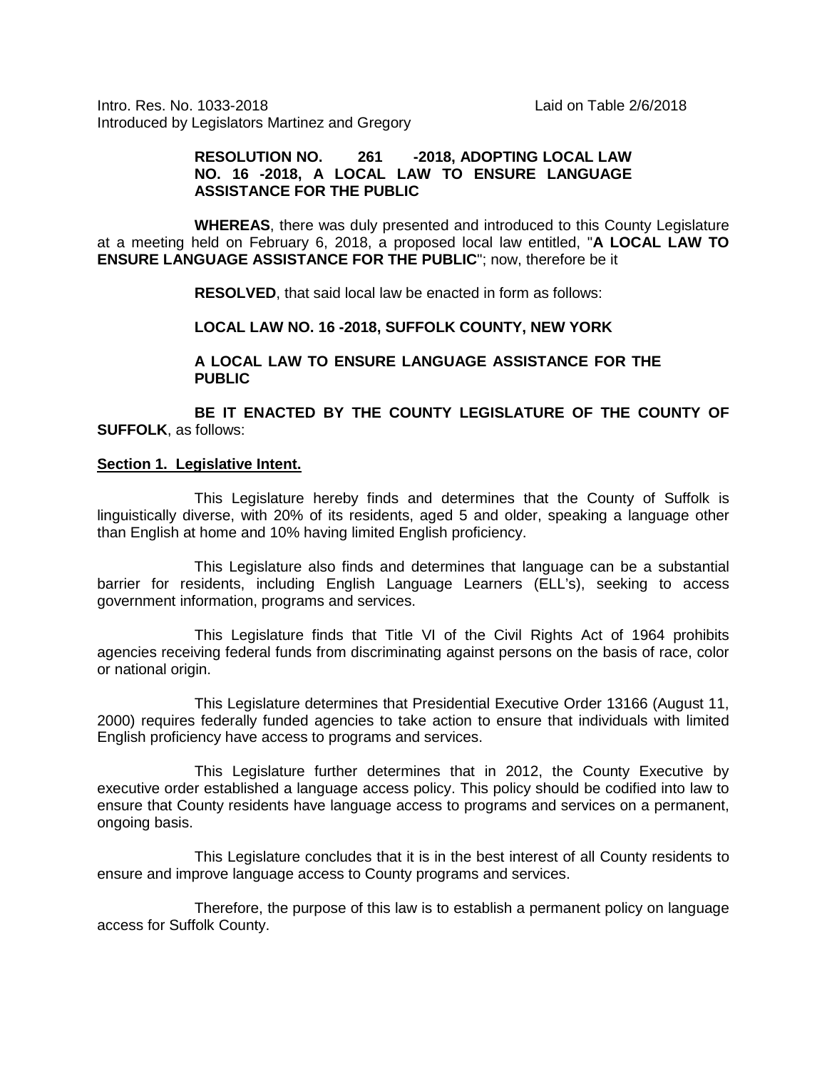Intro. Res. No. 1033-2018 Laid on Table 2/6/2018
Introduced by Legislators Martinez and Gregory

**RESOLUTION NO. 261 -2018, ADOPTING LOCAL LAW NO. 16 -2018, A LOCAL LAW TO ENSURE LANGUAGE ASSISTANCE FOR THE PUBLIC**

**WHEREAS**, there was duly presented and introduced to this County Legislature at a meeting held on February 6, 2018, a proposed local law entitled, "**A LOCAL LAW TO ENSURE LANGUAGE ASSISTANCE FOR THE PUBLIC**"; now, therefore be it

**RESOLVED**, that said local law be enacted in form as follows:

**LOCAL LAW NO. 16 -2018, SUFFOLK COUNTY, NEW YORK**

**A LOCAL LAW TO ENSURE LANGUAGE ASSISTANCE FOR THE PUBLIC**

**BE IT ENACTED BY THE COUNTY LEGISLATURE OF THE COUNTY OF SUFFOLK**, as follows:

**Section 1. Legislative Intent.**

This Legislature hereby finds and determines that the County of Suffolk is linguistically diverse, with 20% of its residents, aged 5 and older, speaking a language other than English at home and 10% having limited English proficiency.

This Legislature also finds and determines that language can be a substantial barrier for residents, including English Language Learners (ELL's), seeking to access government information, programs and services.

This Legislature finds that Title VI of the Civil Rights Act of 1964 prohibits agencies receiving federal funds from discriminating against persons on the basis of race, color or national origin.

This Legislature determines that Presidential Executive Order 13166 (August 11, 2000) requires federally funded agencies to take action to ensure that individuals with limited English proficiency have access to programs and services.

This Legislature further determines that in 2012, the County Executive by executive order established a language access policy. This policy should be codified into law to ensure that County residents have language access to programs and services on a permanent, ongoing basis.

This Legislature concludes that it is in the best interest of all County residents to ensure and improve language access to County programs and services.

Therefore, the purpose of this law is to establish a permanent policy on language access for Suffolk County.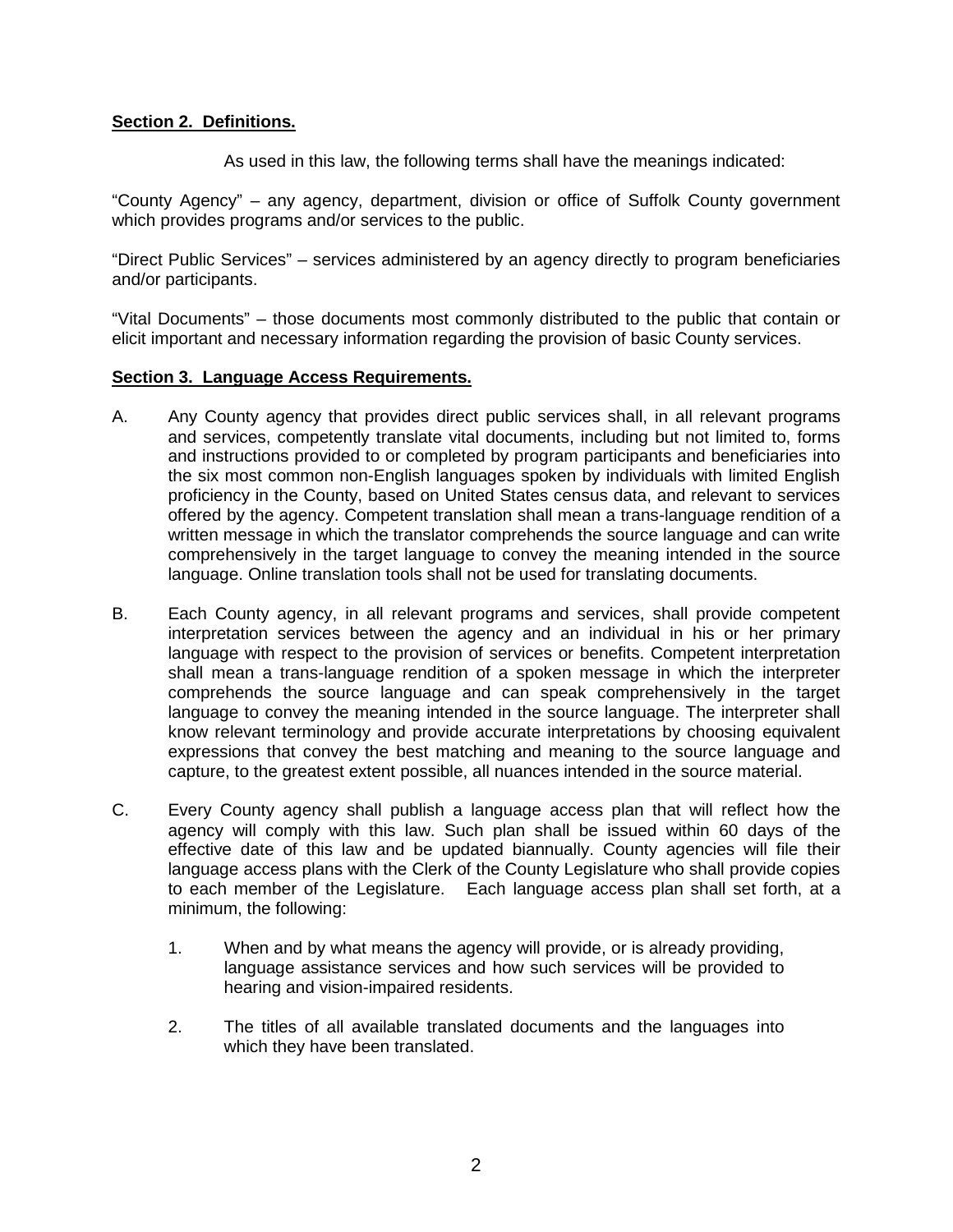**Section 2. Definitions.**

As used in this law, the following terms shall have the meanings indicated:

"County Agency" – any agency, department, division or office of Suffolk County government which provides programs and/or services to the public.

"Direct Public Services" – services administered by an agency directly to program beneficiaries and/or participants.

"Vital Documents" – those documents most commonly distributed to the public that contain or elicit important and necessary information regarding the provision of basic County services.

**Section 3. Language Access Requirements.**

A. Any County agency that provides direct public services shall, in all relevant programs and services, competently translate vital documents, including but not limited to, forms and instructions provided to or completed by program participants and beneficiaries into the six most common non-English languages spoken by individuals with limited English proficiency in the County, based on United States census data, and relevant to services offered by the agency. Competent translation shall mean a trans-language rendition of a written message in which the translator comprehends the source language and can write comprehensively in the target language to convey the meaning intended in the source language. Online translation tools shall not be used for translating documents.

B. Each County agency, in all relevant programs and services, shall provide competent interpretation services between the agency and an individual in his or her primary language with respect to the provision of services or benefits. Competent interpretation shall mean a trans-language rendition of a spoken message in which the interpreter comprehends the source language and can speak comprehensively in the target language to convey the meaning intended in the source language. The interpreter shall know relevant terminology and provide accurate interpretations by choosing equivalent expressions that convey the best matching and meaning to the source language and capture, to the greatest extent possible, all nuances intended in the source material.

C. Every County agency shall publish a language access plan that will reflect how the agency will comply with this law. Such plan shall be issued within 60 days of the effective date of this law and be updated biannually. County agencies will file their language access plans with the Clerk of the County Legislature who shall provide copies to each member of the Legislature. Each language access plan shall set forth, at a minimum, the following:

   1. When and by what means the agency will provide, or is already providing, language assistance services and how such services will be provided to hearing and vision-impaired residents.

   2. The titles of all available translated documents and the languages into which they have been translated.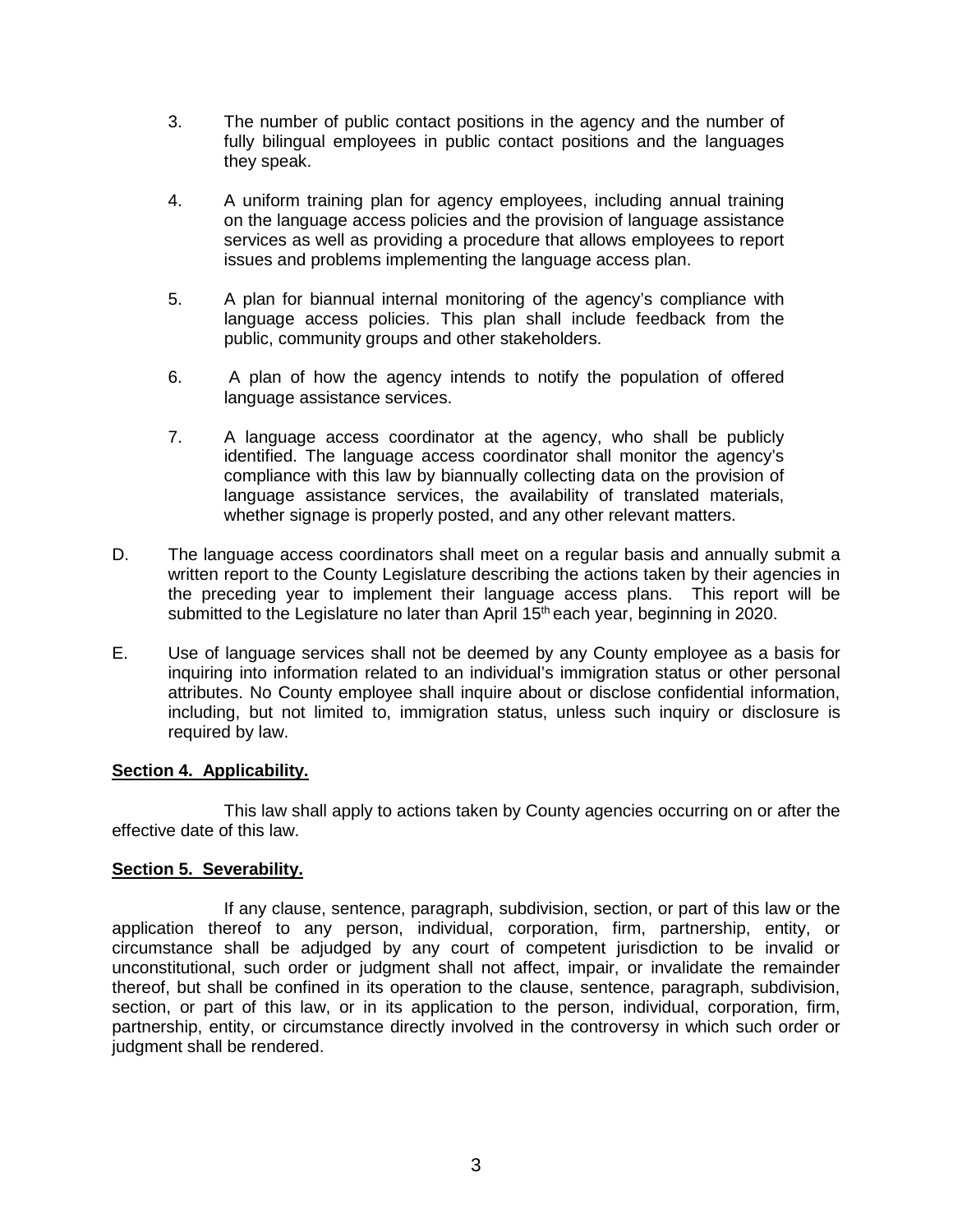3. The number of public contact positions in the agency and the number of fully bilingual employees in public contact positions and the languages they speak.

4. A uniform training plan for agency employees, including annual training on the language access policies and the provision of language assistance services as well as providing a procedure that allows employees to report issues and problems implementing the language access plan.

5. A plan for biannual internal monitoring of the agency's compliance with language access policies. This plan shall include feedback from the public, community groups and other stakeholders.

6. A plan of how the agency intends to notify the population of offered language assistance services.

7. A language access coordinator at the agency, who shall be publicly identified. The language access coordinator shall monitor the agency's compliance with this law by biannually collecting data on the provision of language assistance services, the availability of translated materials, whether signage is properly posted, and any other relevant matters.

D. The language access coordinators shall meet on a regular basis and annually submit a written report to the County Legislature describing the actions taken by their agencies in the preceding year to implement their language access plans. This report will be submitted to the Legislature no later than April 15th each year, beginning in 2020.

E. Use of language services shall not be deemed by any County employee as a basis for inquiring into information related to an individual's immigration status or other personal attributes. No County employee shall inquire about or disclose confidential information, including, but not limited to, immigration status, unless such inquiry or disclosure is required by law.

**Section 4. Applicability.**

This law shall apply to actions taken by County agencies occurring on or after the effective date of this law.

**Section 5. Severability.**

If any clause, sentence, paragraph, subdivision, section, or part of this law or the application thereof to any person, individual, corporation, firm, partnership, entity, or circumstance shall be adjudged by any court of competent jurisdiction to be invalid or unconstitutional, such order or judgment shall not affect, impair, or invalidate the remainder thereof, but shall be confined in its operation to the clause, sentence, paragraph, subdivision, section, or part of this law, or in its application to the person, individual, corporation, firm, partnership, entity, or circumstance directly involved in the controversy in which such order or judgment shall be rendered.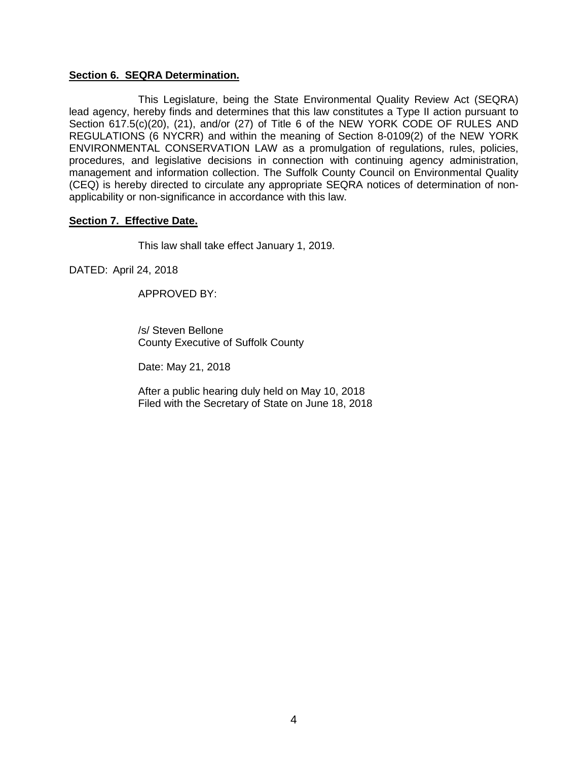**Section 6. SEQRA Determination.**

This Legislature, being the State Environmental Quality Review Act (SEQRA) lead agency, hereby finds and determines that this law constitutes a Type II action pursuant to Section 617.5(c)(20), (21), and/or (27) of Title 6 of the NEW YORK CODE OF RULES AND REGULATIONS (6 NYCRR) and within the meaning of Section 8-0109(2) of the NEW YORK ENVIRONMENTAL CONSERVATION LAW as a promulgation of regulations, rules, policies, procedures, and legislative decisions in connection with continuing agency administration, management and information collection. The Suffolk County Council on Environmental Quality (CEQ) is hereby directed to circulate any appropriate SEQRA notices of determination of non-applicability or non-significance in accordance with this law.

**Section 7. Effective Date.**

This law shall take effect January 1, 2019.

DATED: April 24, 2018

APPROVED BY:

/s/ Steven Bellone
County Executive of Suffolk County

Date: May 21, 2018

After a public hearing duly held on May 10, 2018
Filed with the Secretary of State on June 18, 2018